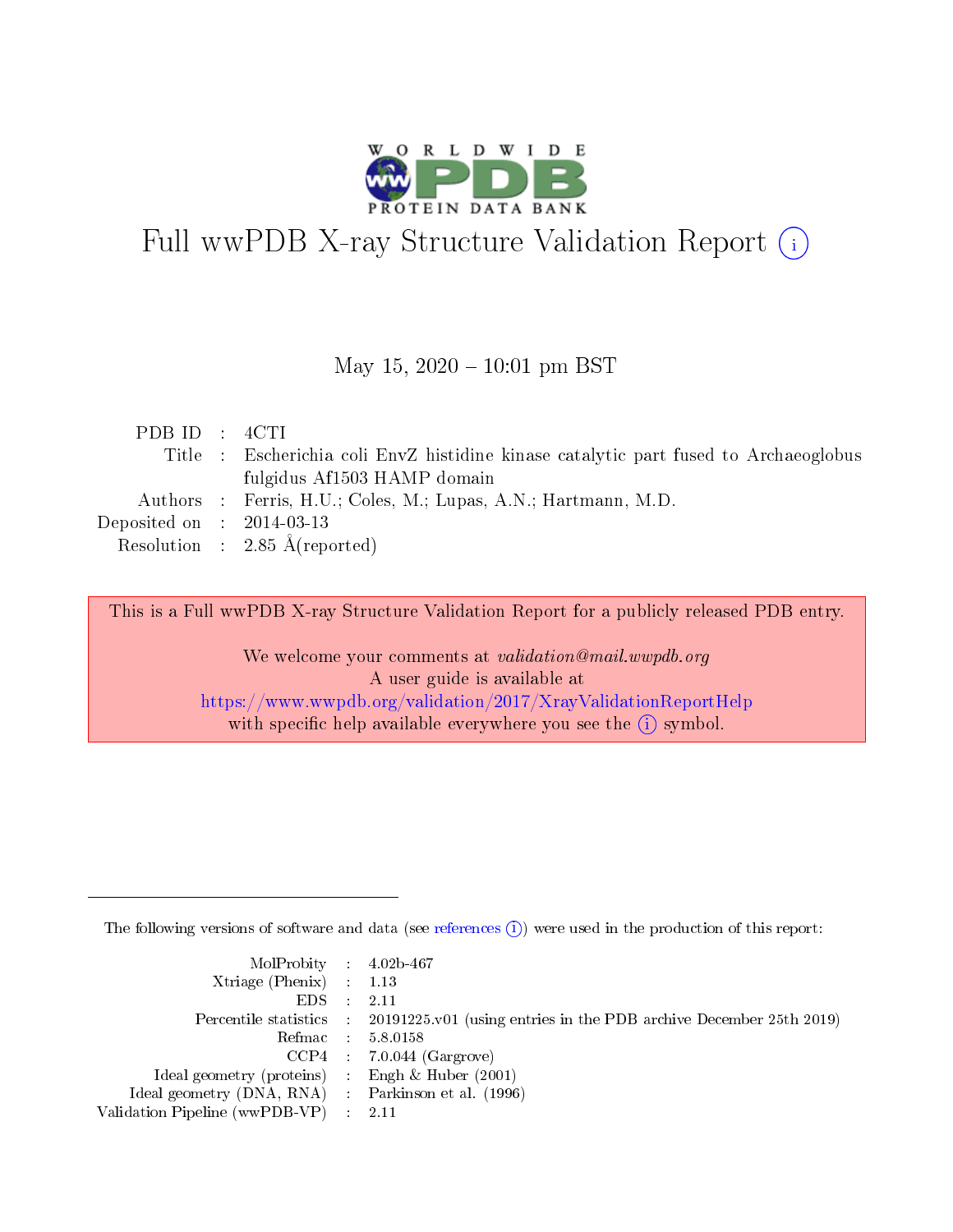# Full wwPDB X-ray Structure Validation Report (i)

May 15, 2020 – 10:01 pm BST

| | | |
|---|---|---|
| PDB ID | : | 4CTI |
| Title | : | Escherichia coli EnvZ histidine kinase catalytic part fused to Archaeoglobus fulgidus Af1503 HAMP domain |
| Authors | : | Ferris, H.U.; Coles, M.; Lupas, A.N.; Hartmann, M.D. |
| Deposited on | : | 2014-03-13 |
| Resolution | : | 2.85 Å(reported) |

This is a Full wwPDB X-ray Structure Validation Report for a publicly released PDB entry.

We welcome your comments at *validation@mail.wwpdb.org*
A user guide is available at
https://www.wwpdb.org/validation/2017/XrayValidationReportHelp
with specific help available everywhere you see the (i) symbol.

---

The following versions of software and data (see references (i)) were used in the production of this report:

| | | |
|---|---|---|
| MolProbity | : | 4.02b-467 |
| Xtriage (Phenix) | : | 1.13 |
| EDS | : | 2.11 |
| Percentile statistics | : | 20191225.v01 (using entries in the PDB archive December 25th 2019) |
| Refmac | : | 5.8.0158 |
| CCP4 | : | 7.0.044 (Gargrove) |
| Ideal geometry (proteins) | : | Engh & Huber (2001) |
| Ideal geometry (DNA, RNA) | : | Parkinson et al. (1996) |
| Validation Pipeline (wwPDB-VP) | : | 2.11 |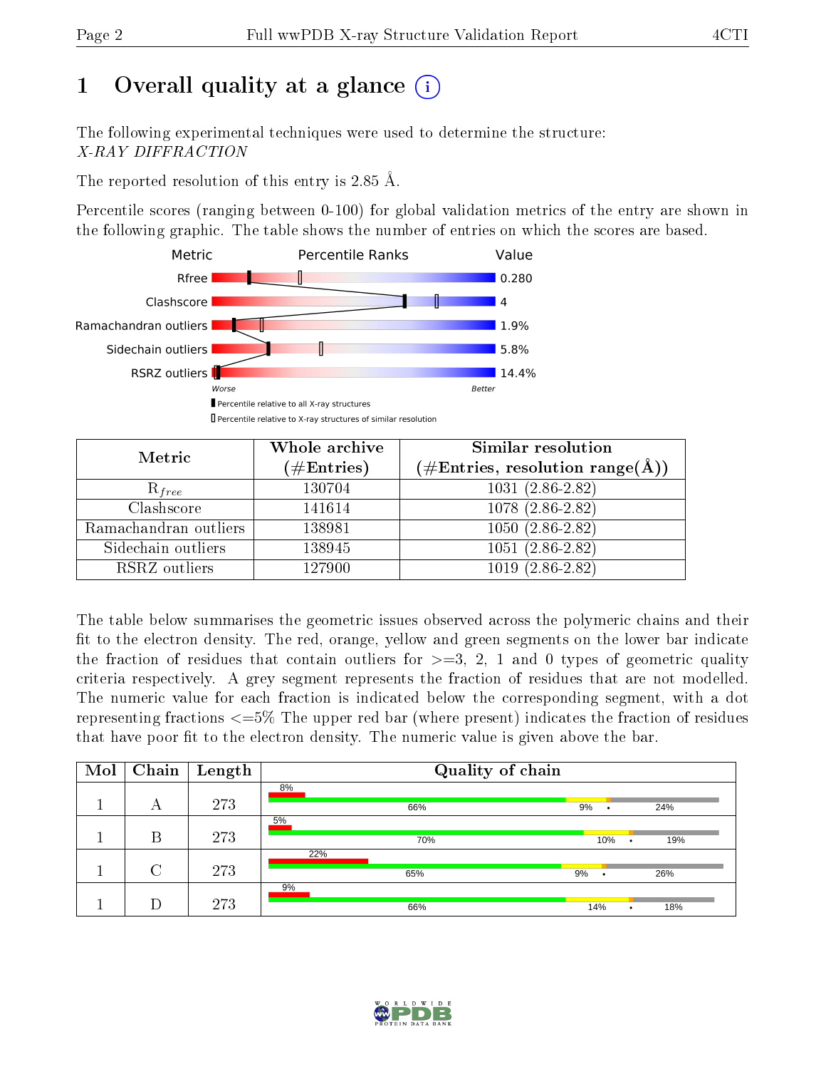# 1 Overall quality at a glance (i)

The following experimental techniques were used to determine the structure:
*X-RAY DIFFRACTION*

The reported resolution of this entry is 2.85 Å.

Percentile scores (ranging between 0-100) for global validation metrics of the entry are shown in the following graphic. The table shows the number of entries on which the scores are based.

| Metric | Value |
|---|---|
| Rfree | 0.280 |
| Clashscore | 4 |
| Ramachandran outliers | 1.9% |
| Sidechain outliers | 5.8% |
| RSRZ outliers | 14.4% |

Worse — Better

▮ Percentile relative to all X-ray structures
▯ Percentile relative to X-ray structures of similar resolution

| Metric | Whole archive (#Entries) | Similar resolution (#Entries, resolution range(Å)) |
|---|---|---|
| $R_{free}$ | 130704 | 1031 (2.86-2.82) |
| Clashscore | 141614 | 1078 (2.86-2.82) |
| Ramachandran outliers | 138981 | 1050 (2.86-2.82) |
| Sidechain outliers | 138945 | 1051 (2.86-2.82) |
| RSRZ outliers | 127900 | 1019 (2.86-2.82) |

The table below summarises the geometric issues observed across the polymeric chains and their fit to the electron density. The red, orange, yellow and green segments on the lower bar indicate the fraction of residues that contain outliers for >=3, 2, 1 and 0 types of geometric quality criteria respectively. A grey segment represents the fraction of residues that are not modelled. The numeric value for each fraction is indicated below the corresponding segment, with a dot representing fractions <=5% The upper red bar (where present) indicates the fraction of residues that have poor fit to the electron density. The numeric value is given above the bar.

| Mol | Chain | Length | Quality of chain |
|---|---|---|---|
| 1 | A | 273 | 8% / 66% · 9% · 24% |
| 1 | B | 273 | 5% / 70% · 10% · 19% |
| 1 | C | 273 | 22% / 65% · 9% · 26% |
| 1 | D | 273 | 9% / 66% · 14% · 18% |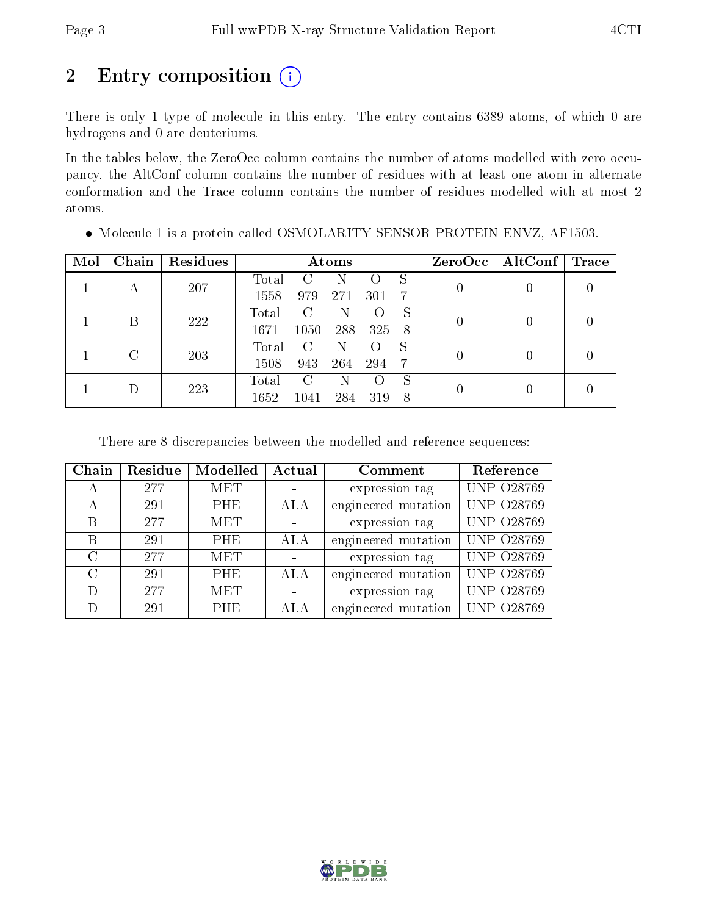# 2 Entry composition

There is only 1 type of molecule in this entry. The entry contains 6389 atoms, of which 0 are hydrogens and 0 are deuteriums.

In the tables below, the ZeroOcc column contains the number of atoms modelled with zero occupancy, the AltConf column contains the number of residues with at least one atom in alternate conformation and the Trace column contains the number of residues modelled with at most 2 atoms.

- Molecule 1 is a protein called OSMOLARITY SENSOR PROTEIN ENVZ, AF1503.

| Mol | Chain | Residues | Atoms | | | | | ZeroOcc | AltConf | Trace |
|---|---|---|---|---|---|---|---|---|---|---|
| 1 | A | 207 | Total<br>1558 | C<br>979 | N<br>271 | O<br>301 | S<br>7 | 0 | 0 | 0 |
| 1 | B | 222 | Total<br>1671 | C<br>1050 | N<br>288 | O<br>325 | S<br>8 | 0 | 0 | 0 |
| 1 | C | 203 | Total<br>1508 | C<br>943 | N<br>264 | O<br>294 | S<br>7 | 0 | 0 | 0 |
| 1 | D | 223 | Total<br>1652 | C<br>1041 | N<br>284 | O<br>319 | S<br>8 | 0 | 0 | 0 |

There are 8 discrepancies between the modelled and reference sequences:

| Chain | Residue | Modelled | Actual | Comment | Reference |
|---|---|---|---|---|---|
| A | 277 | MET | - | expression tag | UNP O28769 |
| A | 291 | PHE | ALA | engineered mutation | UNP O28769 |
| B | 277 | MET | - | expression tag | UNP O28769 |
| B | 291 | PHE | ALA | engineered mutation | UNP O28769 |
| C | 277 | MET | - | expression tag | UNP O28769 |
| C | 291 | PHE | ALA | engineered mutation | UNP O28769 |
| D | 277 | MET | - | expression tag | UNP O28769 |
| D | 291 | PHE | ALA | engineered mutation | UNP O28769 |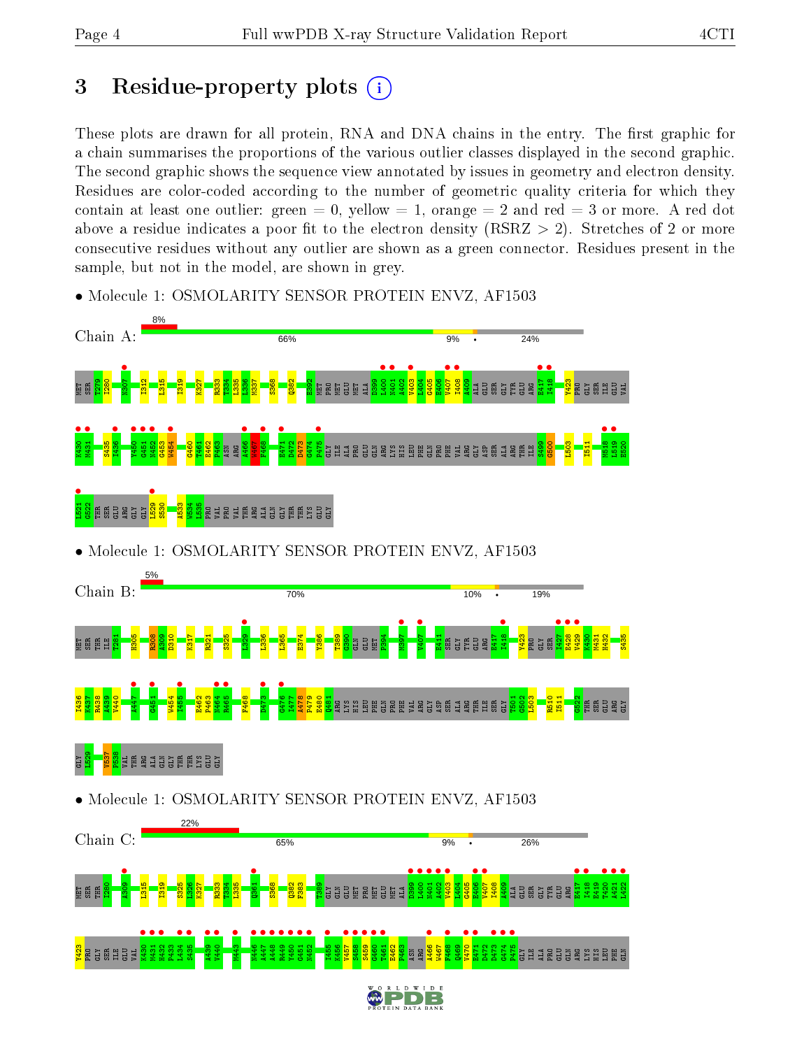# 3 Residue-property plots

These plots are drawn for all protein, RNA and DNA chains in the entry. The first graphic for a chain summarises the proportions of the various outlier classes displayed in the second graphic. The second graphic shows the sequence view annotated by issues in geometry and electron density. Residues are color-coded according to the number of geometric quality criteria for which they contain at least one outlier: green = 0, yellow = 1, orange = 2 and red = 3 or more. A red dot above a residue indicates a poor fit to the electron density (RSRZ > 2). Stretches of 2 or more consecutive residues without any outlier are shown as a green connector. Residues present in the sample, but not in the model, are shown in grey.

- Molecule 1: OSMOLARITY SENSOR PROTEIN ENVZ, AF1503

Chain A: 8% | 66% | 9% | • | 24%

MET SER T279 I280 N307 I312 L315 I319 K327 R333 T334 L335 L336 M337 S368 Q382 E392 MET PRO MET GLU MET ALA D399 L400 N401 A402 V403 L404 G405 E406 V407 I408 A409 ALA GLU SER GLY TYR GLU ARG E417 I418 Y423 PRO GLY SER ILE GLU VAL K430 M431 S435 I436 V450 G451 N452 G453 W454 G460 T461 E462 P463 ASN ARG A466 W467 F468 E471 D472 D473 G474 P475 GLY ILE ALA PRO GLU GLN ARG LYS HIS LEU PHE GLN PRO PHE VAL ARG GLY ASP SER ALA ARG THR ILE S499 G500 L503 I511 M518 L519 R520 I521 G522 THR SER GLU ARG GLY GLY L529 S530 A533 W534 L535 PRO VAL PRO VAL THR ARG ALA GLN GLY THR THR LYS GLU GLY

- Molecule 1: OSMOLARITY SENSOR PROTEIN ENVZ, AF1503

Chain B: 5% | 70% | 10% | • | 19%

MET SER THR ILE T281 H305 R308 A309 D310 K317 R321 S325 L329 L336 L365 E374 Y386 T389 G390 GLN GLU MET P394 M397 V407 E411 SER GLY TYR GLU ARG E417 I418 Y423 PRO GLY SER I427 E428 V429 K430 M431 H432 S435 I436 R437 L438 I439 V440 A447 G451 W454 I455 E462 P463 N464 R465 F468 D473 G476 I477 A478 P479 E480 Q481 ARG LYS HIS LEU PHE GLN PRO PHE VAL ARG GLY ASP SER ALA ARG THR ILE SER GLY T501 G502 L503 R510 I511 G522 THR SER GLU ARG GLY GLY L529 V537 P538 VAL THR ARG ALA GLN GLY THR THR LYS GLU GLY

- Molecule 1: OSMOLARITY SENSOR PROTEIN ENVZ, AF1503

Chain C: 22% | 65% | 9% | • | 26%

MET SER THR I280 A309 L315 I319 S325 L326 K327 R333 T334 L335 Q361 S368 Q382 F383 T389 GLY GLN GLU MET PRO MET GLU MET ALA D399 L400 N401 A402 V403 L404 G405 E406 V407 I408 A409 ALA GLU SER GLY TYR GLU ARG E417 I418 R419 T420 A421 L422 Y423 PRO GLY SER ILE GLU VAL K430 M431 H432 P433 L434 S435 A439 V440 M443 M446 A447 A448 R449 V450 G451 N452 I455 K456 V457 S458 S459 G460 T461 E462 P463 ASN ARG A466 W467 F468 Q469 V470 E471 D472 D473 G474 P475 GLY ILE ALA PRO GLU GLN ARG LYS HIS LEU PHE GLN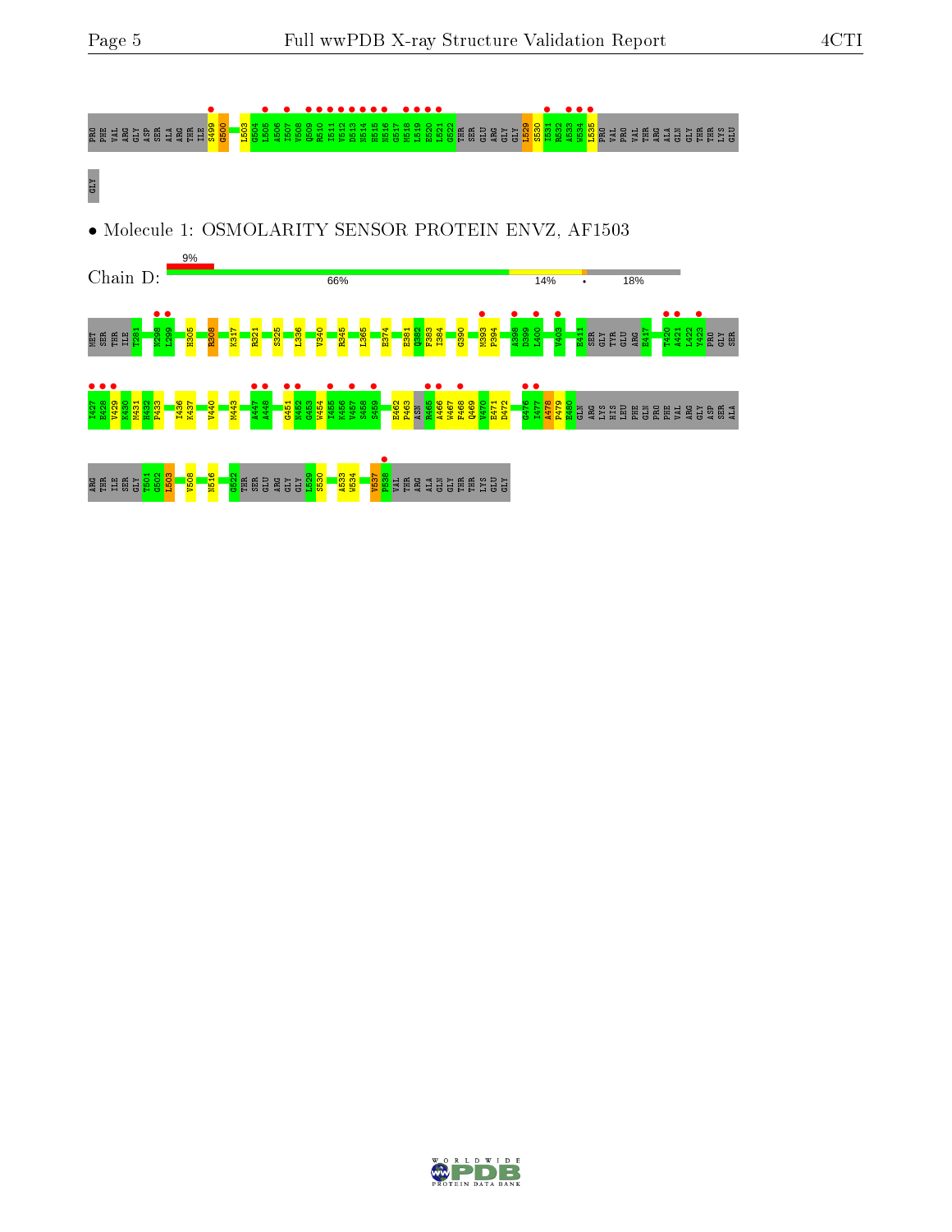PRO PHE VAL ARG GLY ASP SER ALA ARG THR ILE S499 G500 L503 G504 L505 A506 I507 V508 Q509 R510 I511 V512 D513 N514 H515 N516 G517 M518 L519 E520 L521 G522 THR SER GLU ARG GLY GLY L529 S530 I531 R532 A533 W534 L535 PRO VAL PRO VAL THR ARG ALA GLN GLY THR THR LYS GLU

GLY

- Molecule 1: OSMOLARITY SENSOR PROTEIN ENVZ, AF1503

Chain D: 9% | 66% | 14% | • | 18%

MET SER THR ILE T281 N298 L299 H305 R308 K317 R321 S325 L336 V340 R345 L365 E374 E381 Q382 F383 I384 G390 M393 P394 A398 D399 L400 V403 E411 SER GLY TYR GLU ARG E417 T420 A421 L422 V423 PRO GLY SER

I427 E428 V429 K430 M431 H432 P433 I436 K437 V440 M443 A447 A448 G451 N452 G453 W454 I455 K456 V457 S458 S459 E462 P463 ASN R465 A466 W467 F468 Q469 V470 E471 D472 G476 I477 A478 P479 E480 GLN ARG LYS HIS LEU PHE GLN PRO PHE VAL ARG GLY ASP SER ALA

ARG THR ILE SER GLY T501 G502 L503 V508 N516 G522 THR SER GLU ARG GLY GLY L529 S530 A533 W534 V537 P538 VAL THR ARG ALA GLN GLY THR THR LYS GLU GLY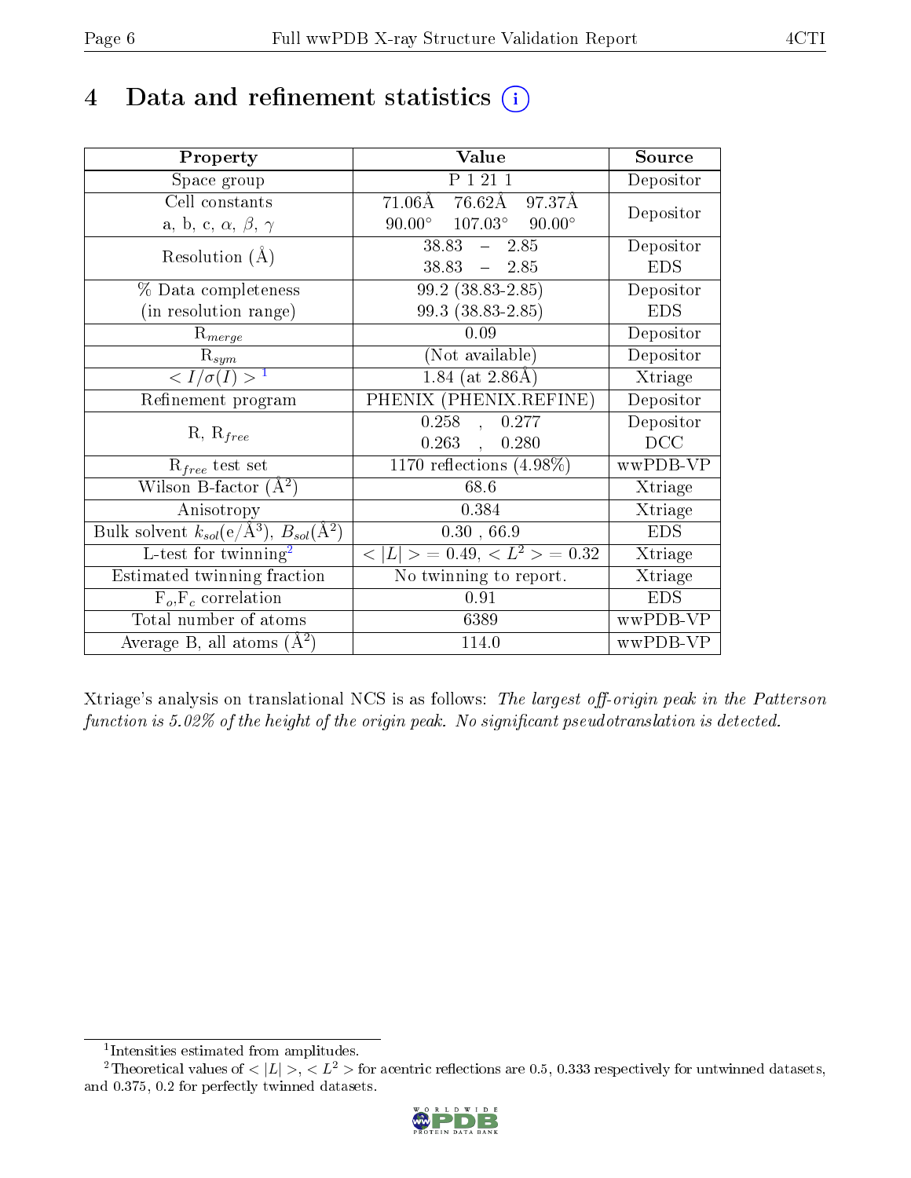# 4 Data and refinement statistics ⓘ

| Property | Value | Source |
|---|---|---|
| Space group | P 1 21 1 | Depositor |
| Cell constants<br>a, b, c, $\alpha$, $\beta$, $\gamma$ | 71.06Å 76.62Å 97.37Å<br>90.00° 107.03° 90.00° | Depositor |
| Resolution (Å) | 38.83 – 2.85<br>38.83 – 2.85 | Depositor<br>EDS |
| % Data completeness<br>(in resolution range) | 99.2 (38.83-2.85)<br>99.3 (38.83-2.85) | Depositor<br>EDS |
| $R_{merge}$ | 0.09 | Depositor |
| $R_{sym}$ | (Not available) | Depositor |
| $< I/\sigma(I) >$ [1] | 1.84 (at 2.86Å) | Xtriage |
| Refinement program | PHENIX (PHENIX.REFINE) | Depositor |
| R, $R_{free}$ | 0.258 , 0.277<br>0.263 , 0.280 | Depositor<br>DCC |
| $R_{free}$ test set | 1170 reflections (4.98%) | wwPDB-VP |
| Wilson B-factor (Å$^2$) | 68.6 | Xtriage |
| Anisotropy | 0.384 | Xtriage |
| Bulk solvent $k_{sol}$(e/Å$^3$), $B_{sol}$(Å$^2$) | 0.30 , 66.9 | EDS |
| L-test for twinning[2] | $< \|L\| >$ = 0.49, $< L^2 >$ = 0.32 | Xtriage |
| Estimated twinning fraction | No twinning to report. | Xtriage |
| $F_o$,$F_c$ correlation | 0.91 | EDS |
| Total number of atoms | 6389 | wwPDB-VP |
| Average B, all atoms (Å$^2$) | 114.0 | wwPDB-VP |

Xtriage's analysis on translational NCS is as follows: *The largest off-origin peak in the Patterson function is 5.02% of the height of the origin peak. No significant pseudotranslation is detected.*

[1] Intensities estimated from amplitudes.

[2] Theoretical values of $< |L| >$, $< L^2 >$ for acentric reflections are 0.5, 0.333 respectively for untwinned datasets, and 0.375, 0.2 for perfectly twinned datasets.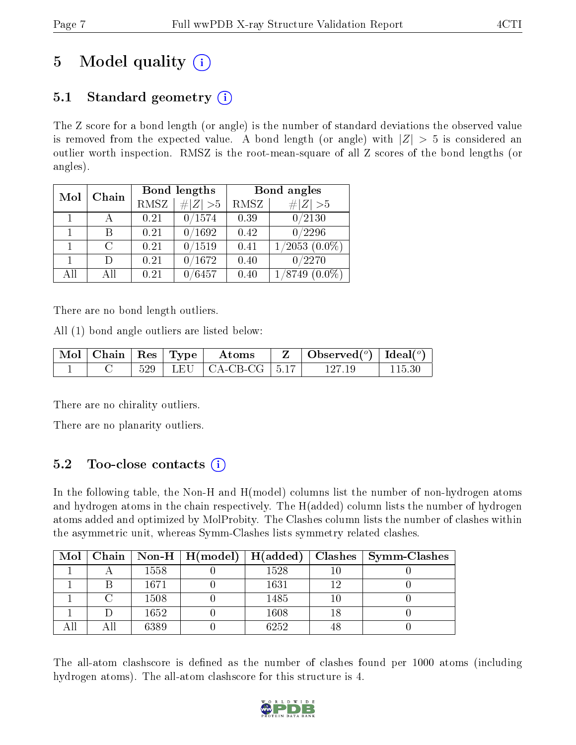# 5 Model quality

## 5.1 Standard geometry

The Z score for a bond length (or angle) is the number of standard deviations the observed value is removed from the expected value. A bond length (or angle) with $|Z| > 5$ is considered an outlier worth inspection. RMSZ is the root-mean-square of all Z scores of the bond lengths (or angles).

| Mol | Chain | Bond lengths | | Bond angles | |
|---|---|---|---|---|---|
| | | RMSZ | #\|Z\| >5 | RMSZ | #\|Z\| >5 |
| 1 | A | 0.21 | 0/1574 | 0.39 | 0/2130 |
| 1 | B | 0.21 | 0/1692 | 0.42 | 0/2296 |
| 1 | C | 0.21 | 0/1519 | 0.41 | 1/2053 (0.0%) |
| 1 | D | 0.21 | 0/1672 | 0.40 | 0/2270 |
| All | All | 0.21 | 0/6457 | 0.40 | 1/8749 (0.0%) |

There are no bond length outliers.

All (1) bond angle outliers are listed below:

| Mol | Chain | Res | Type | Atoms | Z | Observed(°) | Ideal(°) |
|---|---|---|---|---|---|---|---|
| 1 | C | 529 | LEU | CA-CB-CG | 5.17 | 127.19 | 115.30 |

There are no chirality outliers.

There are no planarity outliers.

## 5.2 Too-close contacts

In the following table, the Non-H and H(model) columns list the number of non-hydrogen atoms and hydrogen atoms in the chain respectively. The H(added) column lists the number of hydrogen atoms added and optimized by MolProbity. The Clashes column lists the number of clashes within the asymmetric unit, whereas Symm-Clashes lists symmetry related clashes.

| Mol | Chain | Non-H | H(model) | H(added) | Clashes | Symm-Clashes |
|---|---|---|---|---|---|---|
| 1 | A | 1558 | 0 | 1528 | 10 | 0 |
| 1 | B | 1671 | 0 | 1631 | 12 | 0 |
| 1 | C | 1508 | 0 | 1485 | 10 | 0 |
| 1 | D | 1652 | 0 | 1608 | 18 | 0 |
| All | All | 6389 | 0 | 6252 | 48 | 0 |

The all-atom clashscore is defined as the number of clashes found per 1000 atoms (including hydrogen atoms). The all-atom clashscore for this structure is 4.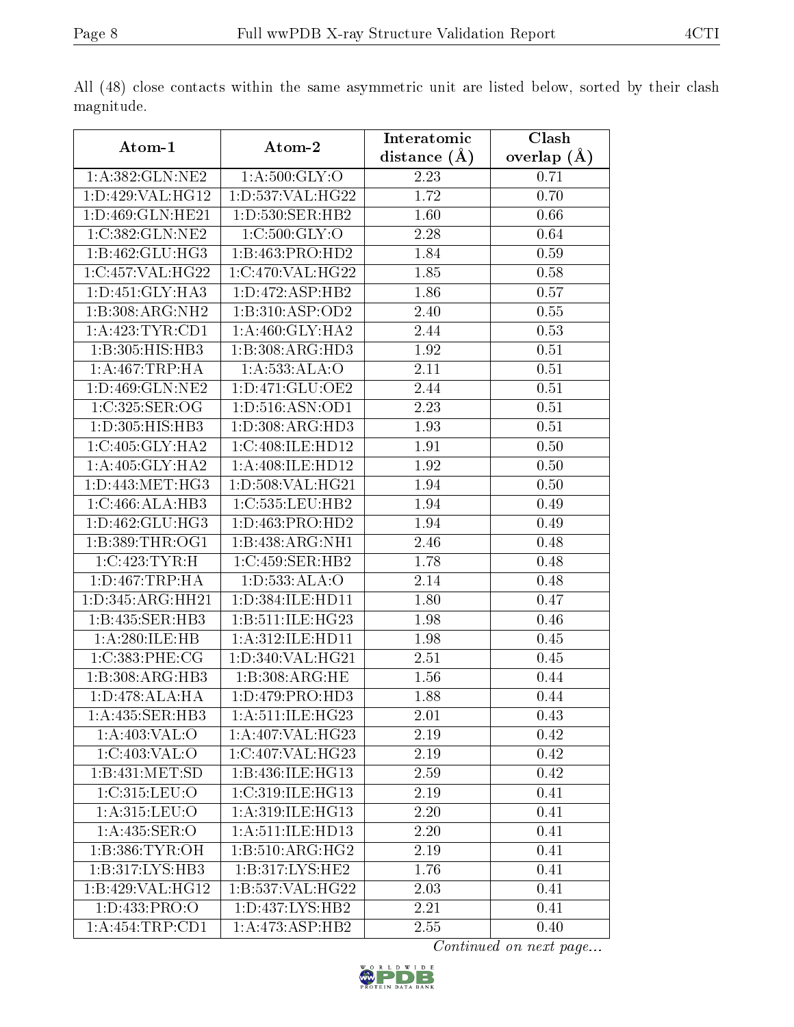All (48) close contacts within the same asymmetric unit are listed below, sorted by their clash magnitude.

| Atom-1 | Atom-2 | Interatomic distance (Å) | Clash overlap (Å) |
|---|---|---|---|
| 1:A:382:GLN:NE2 | 1:A:500:GLY:O | 2.23 | 0.71 |
| 1:D:429:VAL:HG12 | 1:D:537:VAL:HG22 | 1.72 | 0.70 |
| 1:D:469:GLN:HE21 | 1:D:530:SER:HB2 | 1.60 | 0.66 |
| 1:C:382:GLN:NE2 | 1:C:500:GLY:O | 2.28 | 0.64 |
| 1:B:462:GLU:HG3 | 1:B:463:PRO:HD2 | 1.84 | 0.59 |
| 1:C:457:VAL:HG22 | 1:C:470:VAL:HG22 | 1.85 | 0.58 |
| 1:D:451:GLY:HA3 | 1:D:472:ASP:HB2 | 1.86 | 0.57 |
| 1:B:308:ARG:NH2 | 1:B:310:ASP:OD2 | 2.40 | 0.55 |
| 1:A:423:TYR:CD1 | 1:A:460:GLY:HA2 | 2.44 | 0.53 |
| 1:B:305:HIS:HB3 | 1:B:308:ARG:HD3 | 1.92 | 0.51 |
| 1:A:467:TRP:HA | 1:A:533:ALA:O | 2.11 | 0.51 |
| 1:D:469:GLN:NE2 | 1:D:471:GLU:OE2 | 2.44 | 0.51 |
| 1:C:325:SER:OG | 1:D:516:ASN:OD1 | 2.23 | 0.51 |
| 1:D:305:HIS:HB3 | 1:D:308:ARG:HD3 | 1.93 | 0.51 |
| 1:C:405:GLY:HA2 | 1:C:408:ILE:HD12 | 1.91 | 0.50 |
| 1:A:405:GLY:HA2 | 1:A:408:ILE:HD12 | 1.92 | 0.50 |
| 1:D:443:MET:HG3 | 1:D:508:VAL:HG21 | 1.94 | 0.50 |
| 1:C:466:ALA:HB3 | 1:C:535:LEU:HB2 | 1.94 | 0.49 |
| 1:D:462:GLU:HG3 | 1:D:463:PRO:HD2 | 1.94 | 0.49 |
| 1:B:389:THR:OG1 | 1:B:438:ARG:NH1 | 2.46 | 0.48 |
| 1:C:423:TYR:H | 1:C:459:SER:HB2 | 1.78 | 0.48 |
| 1:D:467:TRP:HA | 1:D:533:ALA:O | 2.14 | 0.48 |
| 1:D:345:ARG:HH21 | 1:D:384:ILE:HD11 | 1.80 | 0.47 |
| 1:B:435:SER:HB3 | 1:B:511:ILE:HG23 | 1.98 | 0.46 |
| 1:A:280:ILE:HB | 1:A:312:ILE:HD11 | 1.98 | 0.45 |
| 1:C:383:PHE:CG | 1:D:340:VAL:HG21 | 2.51 | 0.45 |
| 1:B:308:ARG:HB3 | 1:B:308:ARG:HE | 1.56 | 0.44 |
| 1:D:478:ALA:HA | 1:D:479:PRO:HD3 | 1.88 | 0.44 |
| 1:A:435:SER:HB3 | 1:A:511:ILE:HG23 | 2.01 | 0.43 |
| 1:A:403:VAL:O | 1:A:407:VAL:HG23 | 2.19 | 0.42 |
| 1:C:403:VAL:O | 1:C:407:VAL:HG23 | 2.19 | 0.42 |
| 1:B:431:MET:SD | 1:B:436:ILE:HG13 | 2.59 | 0.42 |
| 1:C:315:LEU:O | 1:C:319:ILE:HG13 | 2.19 | 0.41 |
| 1:A:315:LEU:O | 1:A:319:ILE:HG13 | 2.20 | 0.41 |
| 1:A:435:SER:O | 1:A:511:ILE:HD13 | 2.20 | 0.41 |
| 1:B:386:TYR:OH | 1:B:510:ARG:HG2 | 2.19 | 0.41 |
| 1:B:317:LYS:HB3 | 1:B:317:LYS:HE2 | 1.76 | 0.41 |
| 1:B:429:VAL:HG12 | 1:B:537:VAL:HG22 | 2.03 | 0.41 |
| 1:D:433:PRO:O | 1:D:437:LYS:HB2 | 2.21 | 0.41 |
| 1:A:454:TRP:CD1 | 1:A:473:ASP:HB2 | 2.55 | 0.40 |

*Continued on next page...*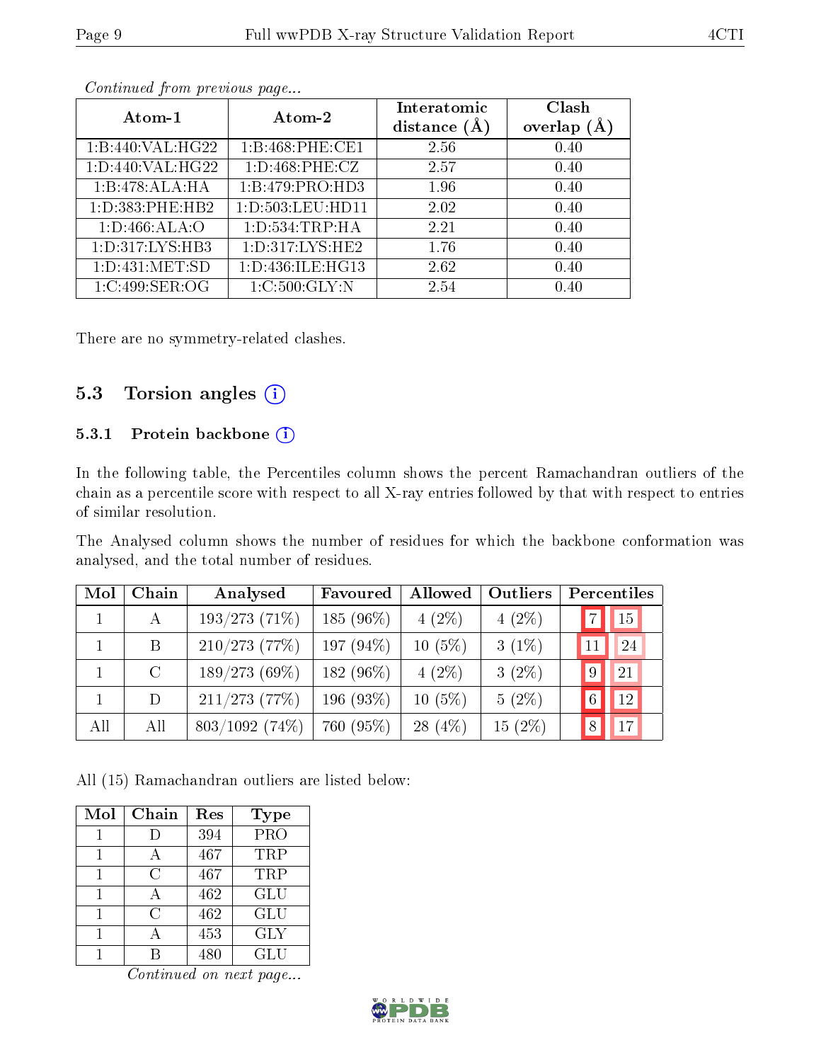*Continued from previous page...*

| Atom-1 | Atom-2 | Interatomic distance (Å) | Clash overlap (Å) |
|---|---|---|---|
| 1:B:440:VAL:HG22 | 1:B:468:PHE:CE1 | 2.56 | 0.40 |
| 1:D:440:VAL:HG22 | 1:D:468:PHE:CZ | 2.57 | 0.40 |
| 1:B:478:ALA:HA | 1:B:479:PRO:HD3 | 1.96 | 0.40 |
| 1:D:383:PHE:HB2 | 1:D:503:LEU:HD11 | 2.02 | 0.40 |
| 1:D:466:ALA:O | 1:D:534:TRP:HA | 2.21 | 0.40 |
| 1:D:317:LYS:HB3 | 1:D:317:LYS:HE2 | 1.76 | 0.40 |
| 1:D:431:MET:SD | 1:D:436:ILE:HG13 | 2.62 | 0.40 |
| 1:C:499:SER:OG | 1:C:500:GLY:N | 2.54 | 0.40 |

There are no symmetry-related clashes.

## 5.3 Torsion angles

### 5.3.1 Protein backbone

In the following table, the Percentiles column shows the percent Ramachandran outliers of the chain as a percentile score with respect to all X-ray entries followed by that with respect to entries of similar resolution.

The Analysed column shows the number of residues for which the backbone conformation was analysed, and the total number of residues.

| Mol | Chain | Analysed | Favoured | Allowed | Outliers | Percentiles | |
|---|---|---|---|---|---|---|---|
| 1 | A | 193/273 (71%) | 185 (96%) | 4 (2%) | 4 (2%) | 7 | 15 |
| 1 | B | 210/273 (77%) | 197 (94%) | 10 (5%) | 3 (1%) | 11 | 24 |
| 1 | C | 189/273 (69%) | 182 (96%) | 4 (2%) | 3 (2%) | 9 | 21 |
| 1 | D | 211/273 (77%) | 196 (93%) | 10 (5%) | 5 (2%) | 6 | 12 |
| All | All | 803/1092 (74%) | 760 (95%) | 28 (4%) | 15 (2%) | 8 | 17 |

All (15) Ramachandran outliers are listed below:

| Mol | Chain | Res | Type |
|---|---|---|---|
| 1 | D | 394 | PRO |
| 1 | A | 467 | TRP |
| 1 | C | 467 | TRP |
| 1 | A | 462 | GLU |
| 1 | C | 462 | GLU |
| 1 | A | 453 | GLY |
| 1 | B | 480 | GLU |

*Continued on next page...*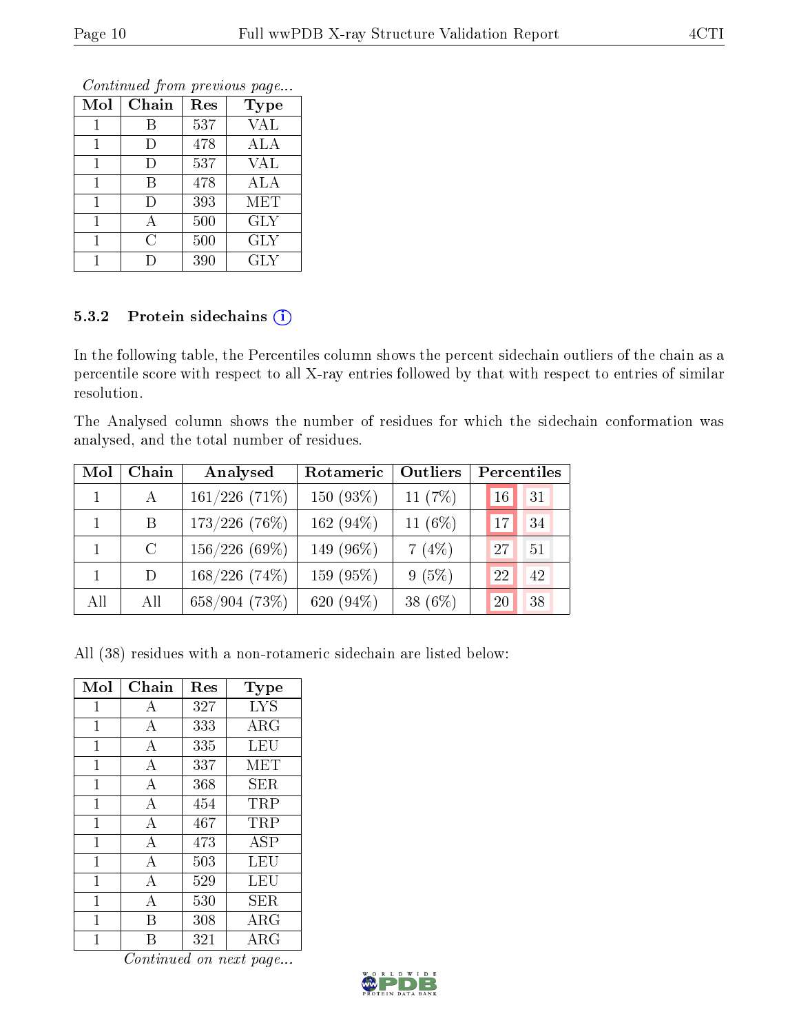*Continued from previous page...*

| Mol | Chain | Res | Type |
|---|---|---|---|
| 1 | B | 537 | VAL |
| 1 | D | 478 | ALA |
| 1 | D | 537 | VAL |
| 1 | B | 478 | ALA |
| 1 | D | 393 | MET |
| 1 | A | 500 | GLY |
| 1 | C | 500 | GLY |
| 1 | D | 390 | GLY |

### 5.3.2 Protein sidechains

In the following table, the Percentiles column shows the percent sidechain outliers of the chain as a percentile score with respect to all X-ray entries followed by that with respect to entries of similar resolution.

The Analysed column shows the number of residues for which the sidechain conformation was analysed, and the total number of residues.

| Mol | Chain | Analysed | Rotameric | Outliers | Percentiles | |
|---|---|---|---|---|---|---|
| 1 | A | 161/226 (71%) | 150 (93%) | 11 (7%) | 16 | 31 |
| 1 | B | 173/226 (76%) | 162 (94%) | 11 (6%) | 17 | 34 |
| 1 | C | 156/226 (69%) | 149 (96%) | 7 (4%) | 27 | 51 |
| 1 | D | 168/226 (74%) | 159 (95%) | 9 (5%) | 22 | 42 |
| All | All | 658/904 (73%) | 620 (94%) | 38 (6%) | 20 | 38 |

All (38) residues with a non-rotameric sidechain are listed below:

| Mol | Chain | Res | Type |
|---|---|---|---|
| 1 | A | 327 | LYS |
| 1 | A | 333 | ARG |
| 1 | A | 335 | LEU |
| 1 | A | 337 | MET |
| 1 | A | 368 | SER |
| 1 | A | 454 | TRP |
| 1 | A | 467 | TRP |
| 1 | A | 473 | ASP |
| 1 | A | 503 | LEU |
| 1 | A | 529 | LEU |
| 1 | A | 530 | SER |
| 1 | B | 308 | ARG |
| 1 | B | 321 | ARG |

*Continued on next page...*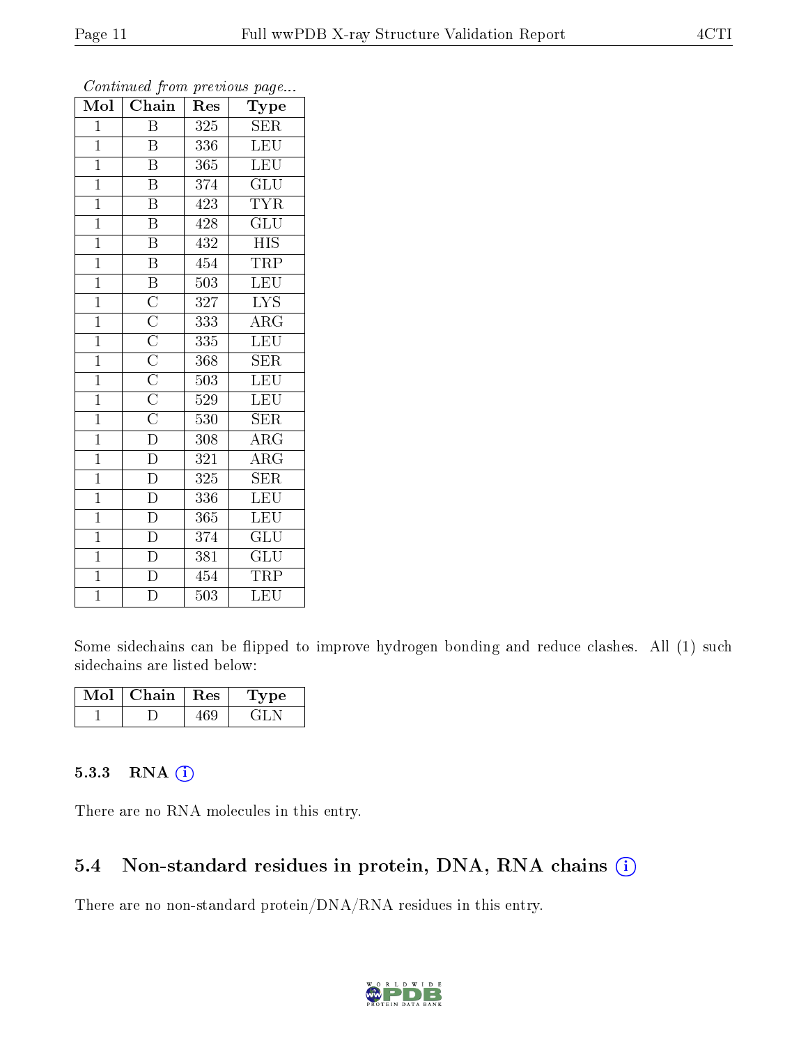*Continued from previous page...*

| Mol | Chain | Res | Type |
|---|---|---|---|
| 1 | B | 325 | SER |
| 1 | B | 336 | LEU |
| 1 | B | 365 | LEU |
| 1 | B | 374 | GLU |
| 1 | B | 423 | TYR |
| 1 | B | 428 | GLU |
| 1 | B | 432 | HIS |
| 1 | B | 454 | TRP |
| 1 | B | 503 | LEU |
| 1 | C | 327 | LYS |
| 1 | C | 333 | ARG |
| 1 | C | 335 | LEU |
| 1 | C | 368 | SER |
| 1 | C | 503 | LEU |
| 1 | C | 529 | LEU |
| 1 | C | 530 | SER |
| 1 | D | 308 | ARG |
| 1 | D | 321 | ARG |
| 1 | D | 325 | SER |
| 1 | D | 336 | LEU |
| 1 | D | 365 | LEU |
| 1 | D | 374 | GLU |
| 1 | D | 381 | GLU |
| 1 | D | 454 | TRP |
| 1 | D | 503 | LEU |

Some sidechains can be flipped to improve hydrogen bonding and reduce clashes. All (1) such sidechains are listed below:

| Mol | Chain | Res | Type |
|---|---|---|---|
| 1 | D | 469 | GLN |

#### 5.3.3 RNA

There are no RNA molecules in this entry.

### 5.4 Non-standard residues in protein, DNA, RNA chains

There are no non-standard protein/DNA/RNA residues in this entry.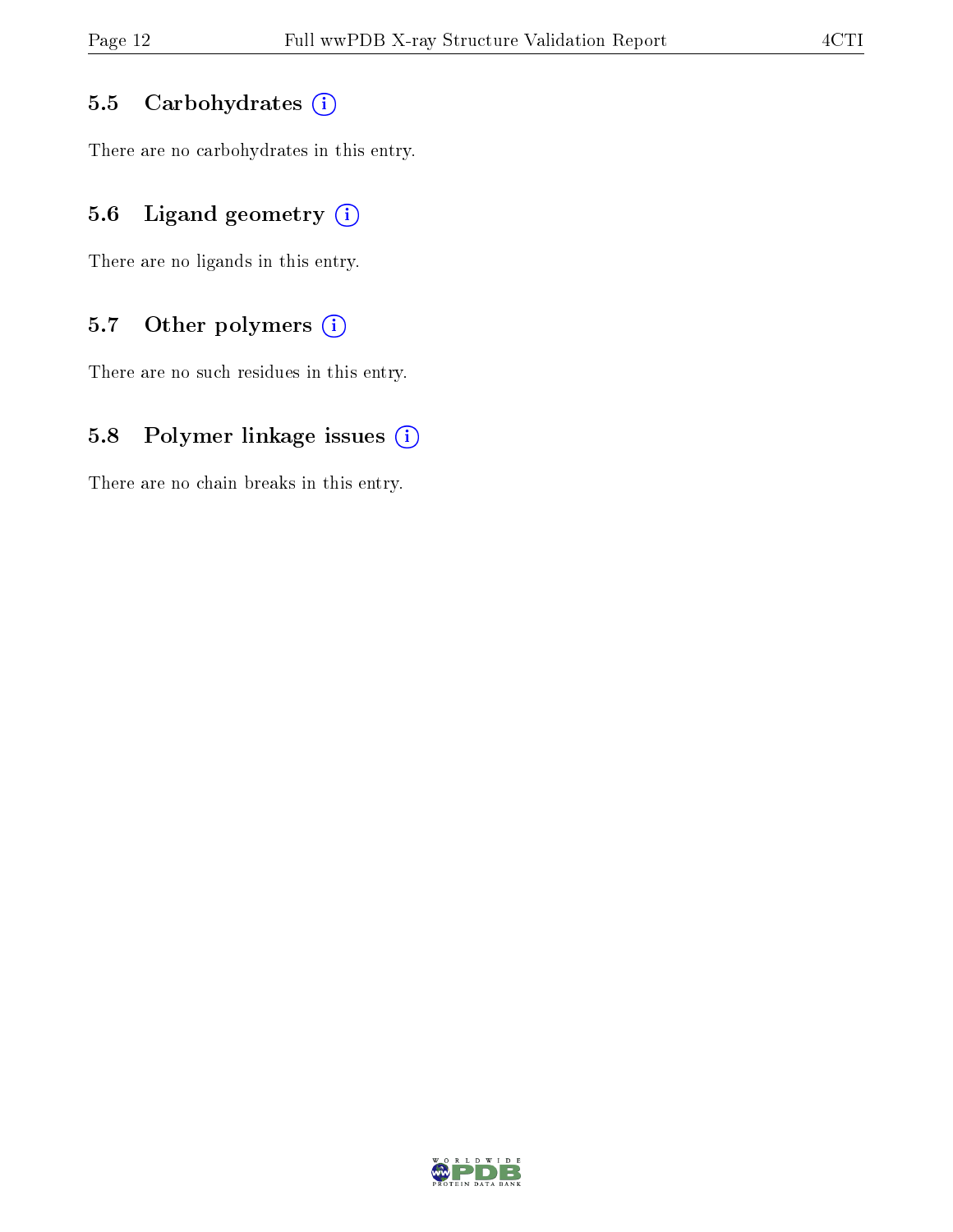### 5.5 Carbohydrates

There are no carbohydrates in this entry.

### 5.6 Ligand geometry

There are no ligands in this entry.

### 5.7 Other polymers

There are no such residues in this entry.

### 5.8 Polymer linkage issues

There are no chain breaks in this entry.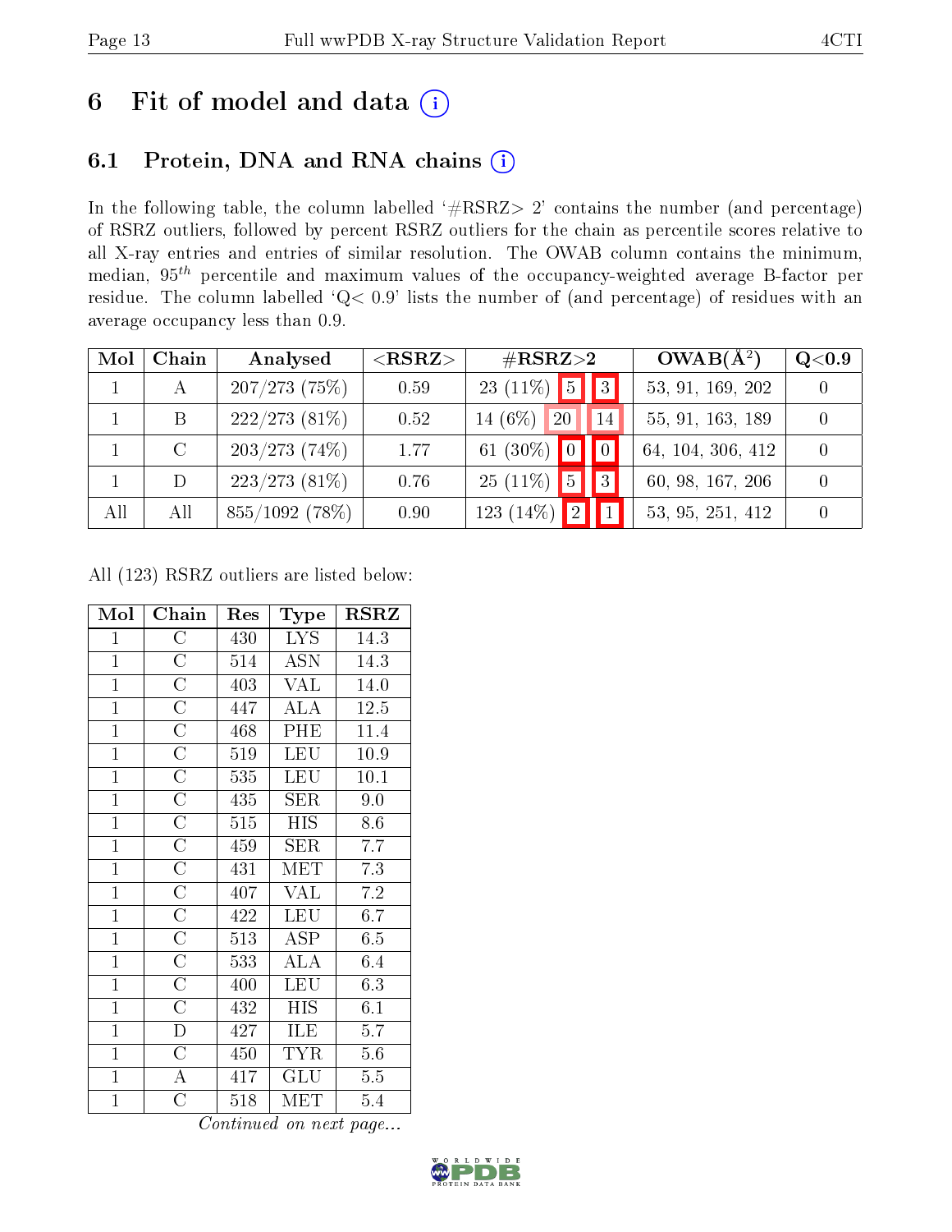# 6 Fit of model and data (i)

## 6.1 Protein, DNA and RNA chains (i)

In the following table, the column labelled '#RSRZ> 2' contains the number (and percentage) of RSRZ outliers, followed by percent RSRZ outliers for the chain as percentile scores relative to all X-ray entries and entries of similar resolution. The OWAB column contains the minimum, median, $95^{th}$ percentile and maximum values of the occupancy-weighted average B-factor per residue. The column labelled 'Q< 0.9' lists the number of (and percentage) of residues with an average occupancy less than 0.9.

| Mol | Chain | Analysed | <RSRZ> | #RSRZ>2 | | | OWAB(Å$^2$) | Q<0.9 |
|---|---|---|---|---|---|---|---|---|
| 1 | A | 207/273 (75%) | 0.59 | 23 (11%) | 5 | 3 | 53, 91, 169, 202 | 0 |
| 1 | B | 222/273 (81%) | 0.52 | 14 (6%) | 20 | 14 | 55, 91, 163, 189 | 0 |
| 1 | C | 203/273 (74%) | 1.77 | 61 (30%) | 0 | 0 | 64, 104, 306, 412 | 0 |
| 1 | D | 223/273 (81%) | 0.76 | 25 (11%) | 5 | 3 | 60, 98, 167, 206 | 0 |
| All | All | 855/1092 (78%) | 0.90 | 123 (14%) | 2 | 1 | 53, 95, 251, 412 | 0 |

All (123) RSRZ outliers are listed below:

| Mol | Chain | Res | Type | RSRZ |
|---|---|---|---|---|
| 1 | C | 430 | LYS | 14.3 |
| 1 | C | 514 | ASN | 14.3 |
| 1 | C | 403 | VAL | 14.0 |
| 1 | C | 447 | ALA | 12.5 |
| 1 | C | 468 | PHE | 11.4 |
| 1 | C | 519 | LEU | 10.9 |
| 1 | C | 535 | LEU | 10.1 |
| 1 | C | 435 | SER | 9.0 |
| 1 | C | 515 | HIS | 8.6 |
| 1 | C | 459 | SER | 7.7 |
| 1 | C | 431 | MET | 7.3 |
| 1 | C | 407 | VAL | 7.2 |
| 1 | C | 422 | LEU | 6.7 |
| 1 | C | 513 | ASP | 6.5 |
| 1 | C | 533 | ALA | 6.4 |
| 1 | C | 400 | LEU | 6.3 |
| 1 | C | 432 | HIS | 6.1 |
| 1 | D | 427 | ILE | 5.7 |
| 1 | C | 450 | TYR | 5.6 |
| 1 | A | 417 | GLU | 5.5 |
| 1 | C | 518 | MET | 5.4 |

*Continued on next page...*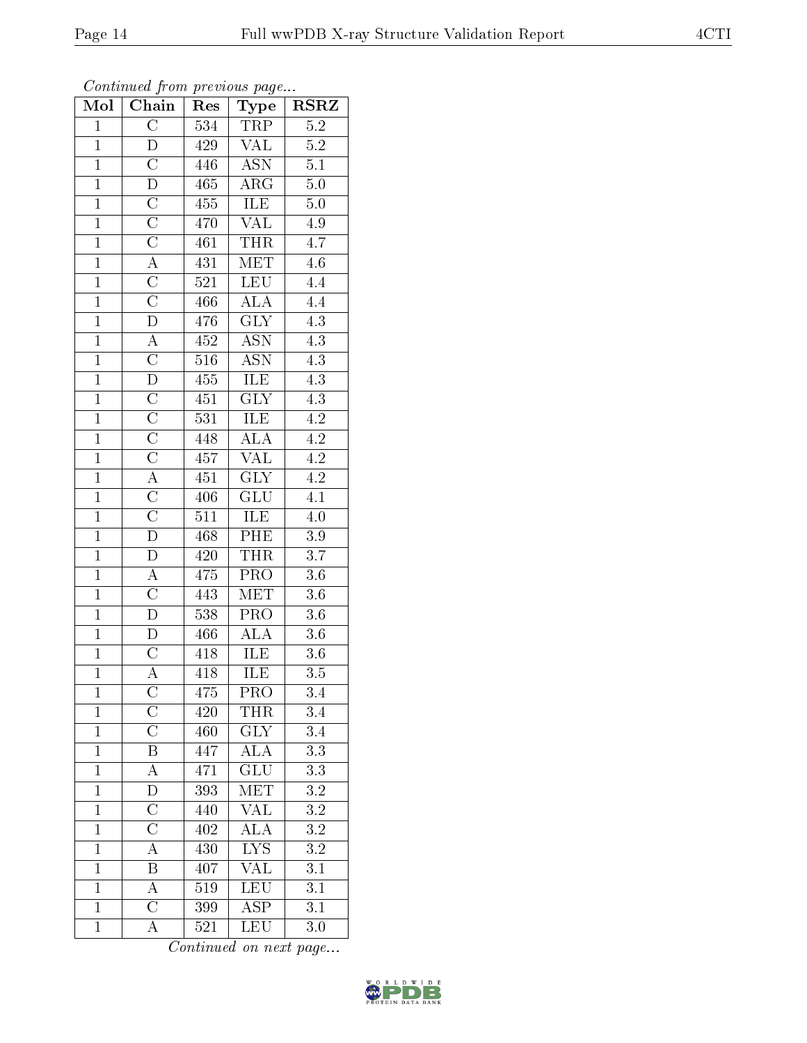*Continued from previous page...*

| Mol | Chain | Res | Type | RSRZ |
|---|---|---|---|---|
| 1 | C | 534 | TRP | 5.2 |
| 1 | D | 429 | VAL | 5.2 |
| 1 | C | 446 | ASN | 5.1 |
| 1 | D | 465 | ARG | 5.0 |
| 1 | C | 455 | ILE | 5.0 |
| 1 | C | 470 | VAL | 4.9 |
| 1 | C | 461 | THR | 4.7 |
| 1 | A | 431 | MET | 4.6 |
| 1 | C | 521 | LEU | 4.4 |
| 1 | C | 466 | ALA | 4.4 |
| 1 | D | 476 | GLY | 4.3 |
| 1 | A | 452 | ASN | 4.3 |
| 1 | C | 516 | ASN | 4.3 |
| 1 | D | 455 | ILE | 4.3 |
| 1 | C | 451 | GLY | 4.3 |
| 1 | C | 531 | ILE | 4.2 |
| 1 | C | 448 | ALA | 4.2 |
| 1 | C | 457 | VAL | 4.2 |
| 1 | A | 451 | GLY | 4.2 |
| 1 | C | 406 | GLU | 4.1 |
| 1 | C | 511 | ILE | 4.0 |
| 1 | D | 468 | PHE | 3.9 |
| 1 | D | 420 | THR | 3.7 |
| 1 | A | 475 | PRO | 3.6 |
| 1 | C | 443 | MET | 3.6 |
| 1 | D | 538 | PRO | 3.6 |
| 1 | D | 466 | ALA | 3.6 |
| 1 | C | 418 | ILE | 3.6 |
| 1 | A | 418 | ILE | 3.5 |
| 1 | C | 475 | PRO | 3.4 |
| 1 | C | 420 | THR | 3.4 |
| 1 | C | 460 | GLY | 3.4 |
| 1 | B | 447 | ALA | 3.3 |
| 1 | A | 471 | GLU | 3.3 |
| 1 | D | 393 | MET | 3.2 |
| 1 | C | 440 | VAL | 3.2 |
| 1 | C | 402 | ALA | 3.2 |
| 1 | A | 430 | LYS | 3.2 |
| 1 | B | 407 | VAL | 3.1 |
| 1 | A | 519 | LEU | 3.1 |
| 1 | C | 399 | ASP | 3.1 |
| 1 | A | 521 | LEU | 3.0 |

*Continued on next page...*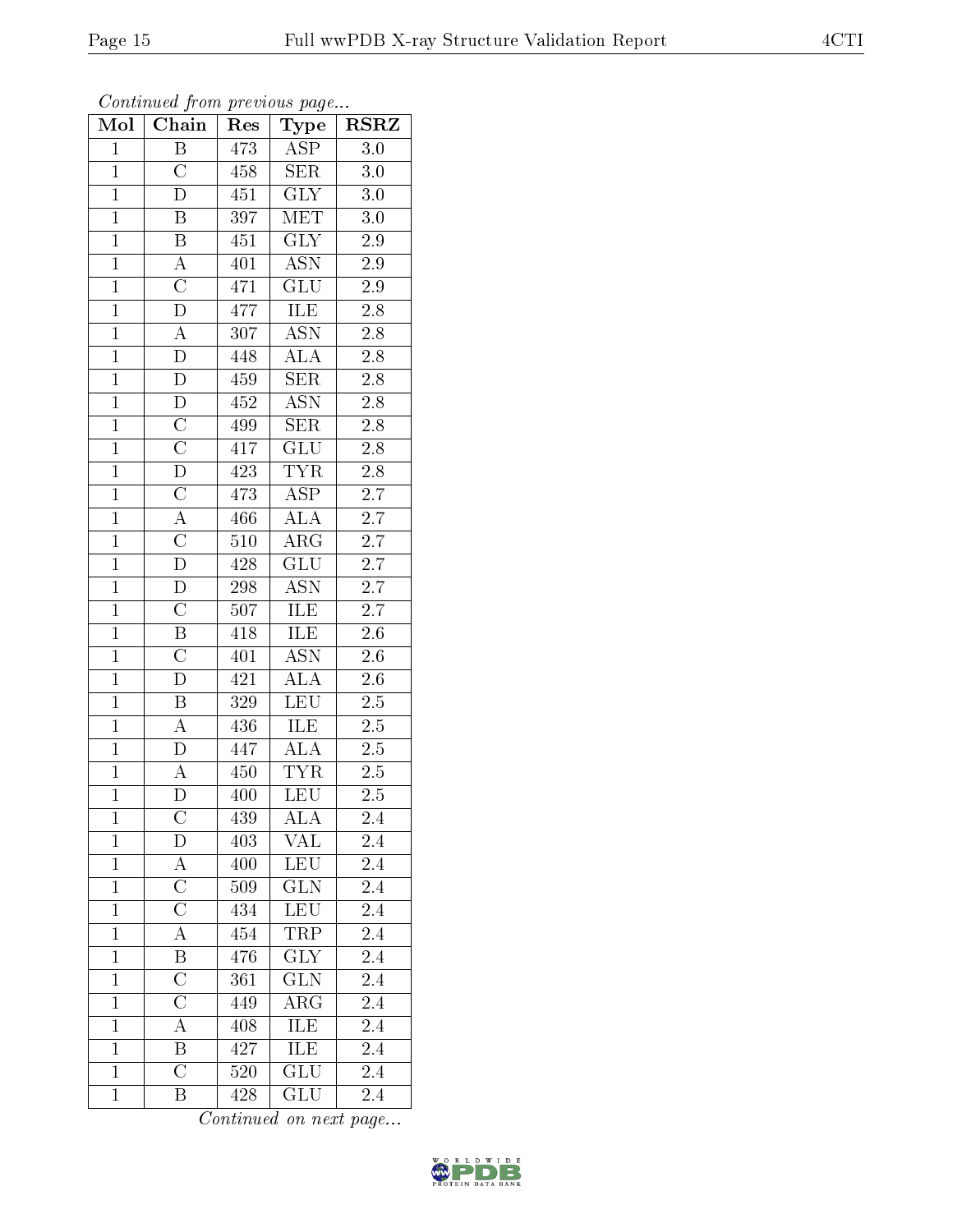*Continued from previous page...*

| Mol | Chain | Res | Type | RSRZ |
| --- | --- | --- | --- | --- |
| 1 | B | 473 | ASP | 3.0 |
| 1 | C | 458 | SER | 3.0 |
| 1 | D | 451 | GLY | 3.0 |
| 1 | B | 397 | MET | 3.0 |
| 1 | B | 451 | GLY | 2.9 |
| 1 | A | 401 | ASN | 2.9 |
| 1 | C | 471 | GLU | 2.9 |
| 1 | D | 477 | ILE | 2.8 |
| 1 | A | 307 | ASN | 2.8 |
| 1 | D | 448 | ALA | 2.8 |
| 1 | D | 459 | SER | 2.8 |
| 1 | D | 452 | ASN | 2.8 |
| 1 | C | 499 | SER | 2.8 |
| 1 | C | 417 | GLU | 2.8 |
| 1 | D | 423 | TYR | 2.8 |
| 1 | C | 473 | ASP | 2.7 |
| 1 | A | 466 | ALA | 2.7 |
| 1 | C | 510 | ARG | 2.7 |
| 1 | D | 428 | GLU | 2.7 |
| 1 | D | 298 | ASN | 2.7 |
| 1 | C | 507 | ILE | 2.7 |
| 1 | B | 418 | ILE | 2.6 |
| 1 | C | 401 | ASN | 2.6 |
| 1 | D | 421 | ALA | 2.6 |
| 1 | B | 329 | LEU | 2.5 |
| 1 | A | 436 | ILE | 2.5 |
| 1 | D | 447 | ALA | 2.5 |
| 1 | A | 450 | TYR | 2.5 |
| 1 | D | 400 | LEU | 2.5 |
| 1 | C | 439 | ALA | 2.4 |
| 1 | D | 403 | VAL | 2.4 |
| 1 | A | 400 | LEU | 2.4 |
| 1 | C | 509 | GLN | 2.4 |
| 1 | C | 434 | LEU | 2.4 |
| 1 | A | 454 | TRP | 2.4 |
| 1 | B | 476 | GLY | 2.4 |
| 1 | C | 361 | GLN | 2.4 |
| 1 | C | 449 | ARG | 2.4 |
| 1 | A | 408 | ILE | 2.4 |
| 1 | B | 427 | ILE | 2.4 |
| 1 | C | 520 | GLU | 2.4 |
| 1 | B | 428 | GLU | 2.4 |

*Continued on next page...*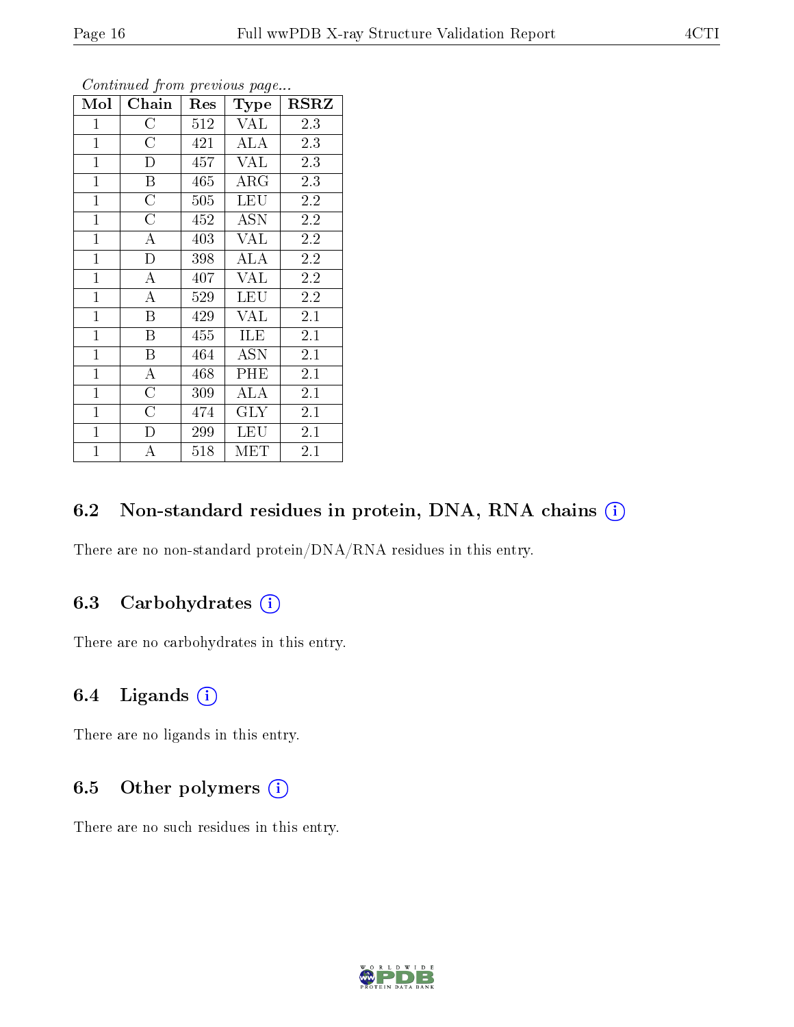*Continued from previous page...*

| Mol | Chain | Res | Type | RSRZ |
|---|---|---|---|---|
| 1 | C | 512 | VAL | 2.3 |
| 1 | C | 421 | ALA | 2.3 |
| 1 | D | 457 | VAL | 2.3 |
| 1 | B | 465 | ARG | 2.3 |
| 1 | C | 505 | LEU | 2.2 |
| 1 | C | 452 | ASN | 2.2 |
| 1 | A | 403 | VAL | 2.2 |
| 1 | D | 398 | ALA | 2.2 |
| 1 | A | 407 | VAL | 2.2 |
| 1 | A | 529 | LEU | 2.2 |
| 1 | B | 429 | VAL | 2.1 |
| 1 | B | 455 | ILE | 2.1 |
| 1 | B | 464 | ASN | 2.1 |
| 1 | A | 468 | PHE | 2.1 |
| 1 | C | 309 | ALA | 2.1 |
| 1 | C | 474 | GLY | 2.1 |
| 1 | D | 299 | LEU | 2.1 |
| 1 | A | 518 | MET | 2.1 |

### 6.2 Non-standard residues in protein, DNA, RNA chains

There are no non-standard protein/DNA/RNA residues in this entry.

### 6.3 Carbohydrates

There are no carbohydrates in this entry.

### 6.4 Ligands

There are no ligands in this entry.

### 6.5 Other polymers

There are no such residues in this entry.